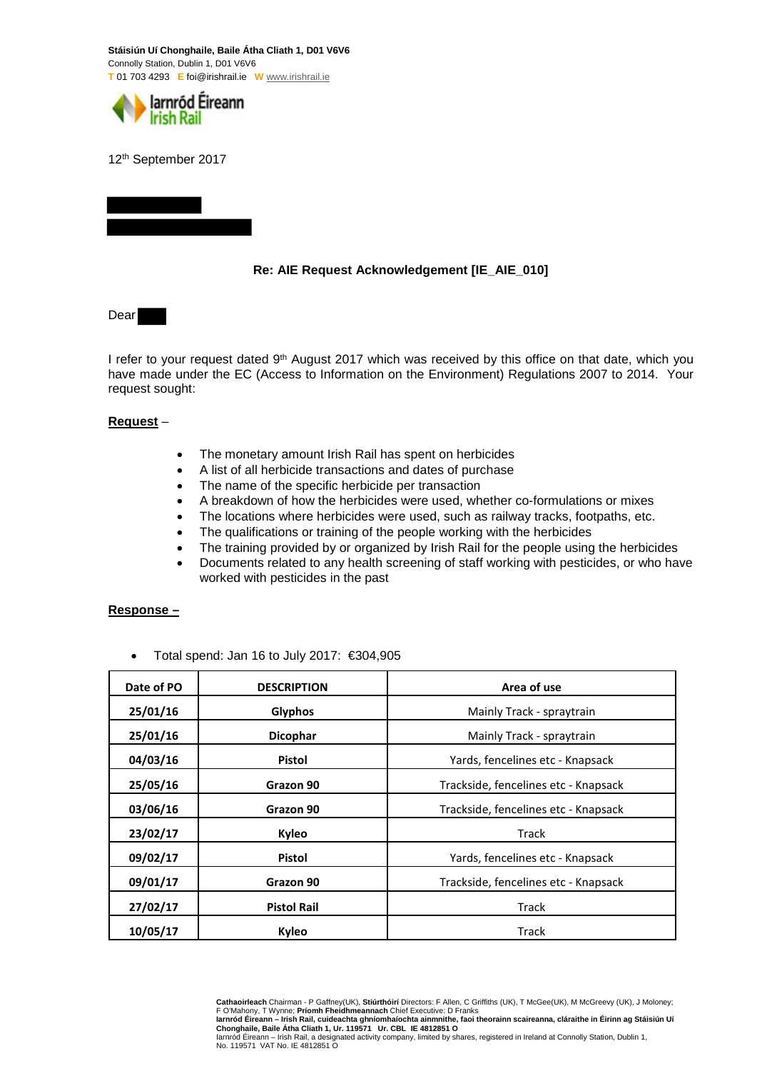**Stáisiún Uí Chonghaile, Baile Átha Cliath 1, D01 V6V6**
Connolly Station, Dublin 1, D01 V6V6
T 01 703 4293 E foi@irishrail.ie W www.irishrail.ie

Iarnród Éireann
Irish Rail

12th September 2017

**Re: AIE Request Acknowledgement [IE_AIE_010]**

Dear

I refer to your request dated 9th August 2017 which was received by this office on that date, which you have made under the EC (Access to Information on the Environment) Regulations 2007 to 2014. Your request sought:

**Request** –

- The monetary amount Irish Rail has spent on herbicides
- A list of all herbicide transactions and dates of purchase
- The name of the specific herbicide per transaction
- A breakdown of how the herbicides were used, whether co-formulations or mixes
- The locations where herbicides were used, such as railway tracks, footpaths, etc.
- The qualifications or training of the people working with the herbicides
- The training provided by or organized by Irish Rail for the people using the herbicides
- Documents related to any health screening of staff working with pesticides, or who have worked with pesticides in the past

**Response –**

- Total spend: Jan 16 to July 2017: €304,905

| Date of PO | DESCRIPTION | Area of use |
|---|---|---|
| 25/01/16 | Glyphos | Mainly Track - spraytrain |
| 25/01/16 | Dicophar | Mainly Track - spraytrain |
| 04/03/16 | Pistol | Yards, fencelines etc - Knapsack |
| 25/05/16 | Grazon 90 | Trackside, fencelines etc - Knapsack |
| 03/06/16 | Grazon 90 | Trackside, fencelines etc - Knapsack |
| 23/02/17 | Kyleo | Track |
| 09/02/17 | Pistol | Yards, fencelines etc - Knapsack |
| 09/01/17 | Grazon 90 | Trackside, fencelines etc - Knapsack |
| 27/02/17 | Pistol Rail | Track |
| 10/05/17 | Kyleo | Track |

**Cathaoirleach** Chairman - P Gaffney(UK), **Stiúrthóirí** Directors: F Allen, C Griffiths (UK), T McGee(UK), M McGreevy (UK), J Moloney; F O'Mahony, T Wynne; **Príomh Fheidhmeannach** Chief Executive: D Franks
**Iarnród Éireann – Irish Rail, cuideachta ghníomhaíochta ainmnithe, faoi theorainn scaireanna, cláraithe in Éirinn ag Stáisiún Uí Chonghaile, Baile Átha Cliath 1, Ur. 119571 Ur. CBL IE 4812851 O**
Iarnród Éireann – Irish Rail, a designated activity company, limited by shares, registered in Ireland at Connolly Station, Dublin 1, No. 119571 VAT No. IE 4812851 O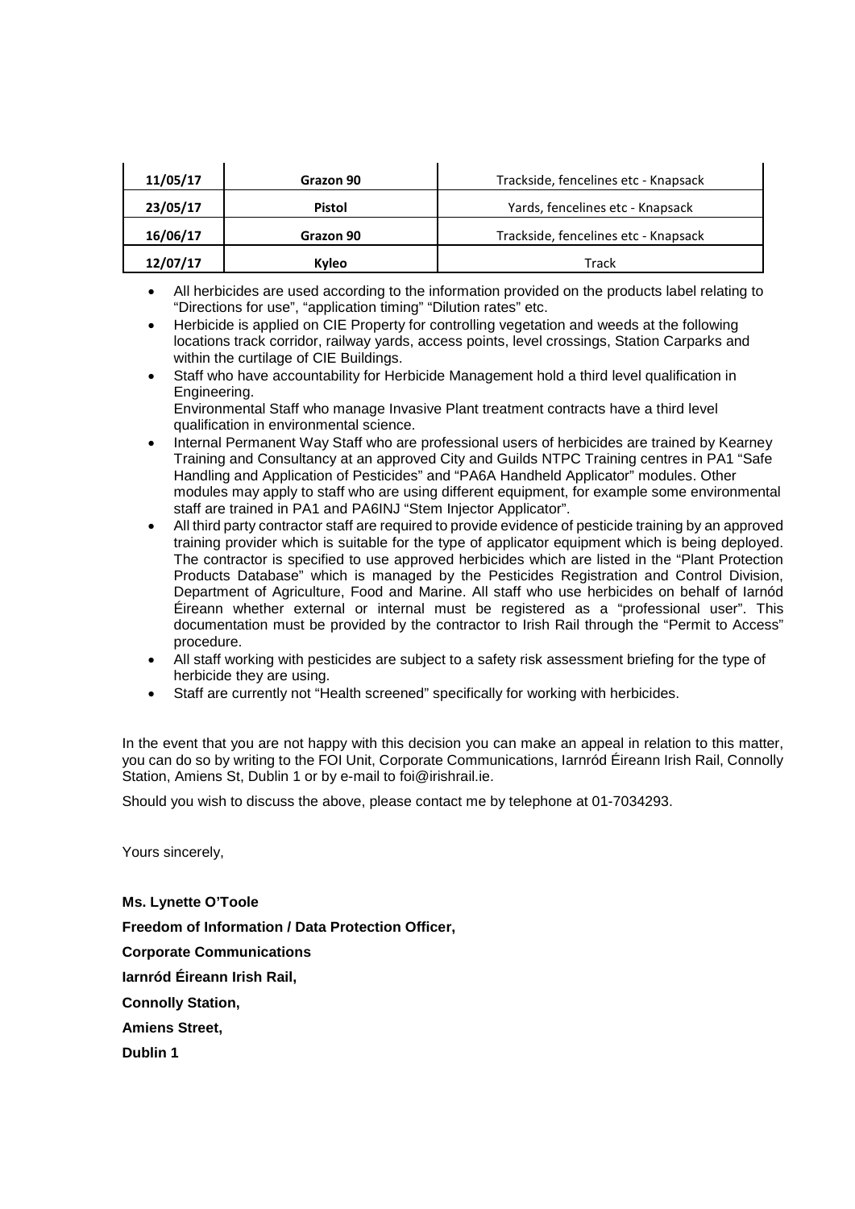| | | |
|---|---|---|
| **11/05/17** | **Grazon 90** | Trackside, fencelines etc - Knapsack |
| **23/05/17** | **Pistol** | Yards, fencelines etc - Knapsack |
| **16/06/17** | **Grazon 90** | Trackside, fencelines etc - Knapsack |
| **12/07/17** | **Kyleo** | Track |

- All herbicides are used according to the information provided on the products label relating to "Directions for use", "application timing" "Dilution rates" etc.
- Herbicide is applied on CIE Property for controlling vegetation and weeds at the following locations track corridor, railway yards, access points, level crossings, Station Carparks and within the curtilage of CIE Buildings.
- Staff who have accountability for Herbicide Management hold a third level qualification in Engineering.
  Environmental Staff who manage Invasive Plant treatment contracts have a third level qualification in environmental science.
- Internal Permanent Way Staff who are professional users of herbicides are trained by Kearney Training and Consultancy at an approved City and Guilds NTPC Training centres in PA1 "Safe Handling and Application of Pesticides" and "PA6A Handheld Applicator" modules. Other modules may apply to staff who are using different equipment, for example some environmental staff are trained in PA1 and PA6INJ "Stem Injector Applicator".
- All third party contractor staff are required to provide evidence of pesticide training by an approved training provider which is suitable for the type of applicator equipment which is being deployed. The contractor is specified to use approved herbicides which are listed in the "Plant Protection Products Database" which is managed by the Pesticides Registration and Control Division, Department of Agriculture, Food and Marine. All staff who use herbicides on behalf of Iarnód Éireann whether external or internal must be registered as a "professional user". This documentation must be provided by the contractor to Irish Rail through the "Permit to Access" procedure.
- All staff working with pesticides are subject to a safety risk assessment briefing for the type of herbicide they are using.
- Staff are currently not "Health screened" specifically for working with herbicides.

In the event that you are not happy with this decision you can make an appeal in relation to this matter, you can do so by writing to the FOI Unit, Corporate Communications, Iarnród Éireann Irish Rail, Connolly Station, Amiens St, Dublin 1 or by e-mail to foi@irishrail.ie.

Should you wish to discuss the above, please contact me by telephone at 01-7034293.

Yours sincerely,

**Ms. Lynette O'Toole**

**Freedom of Information / Data Protection Officer,**

**Corporate Communications**

**Iarnród Éireann Irish Rail,**

**Connolly Station,**

**Amiens Street,**

**Dublin 1**